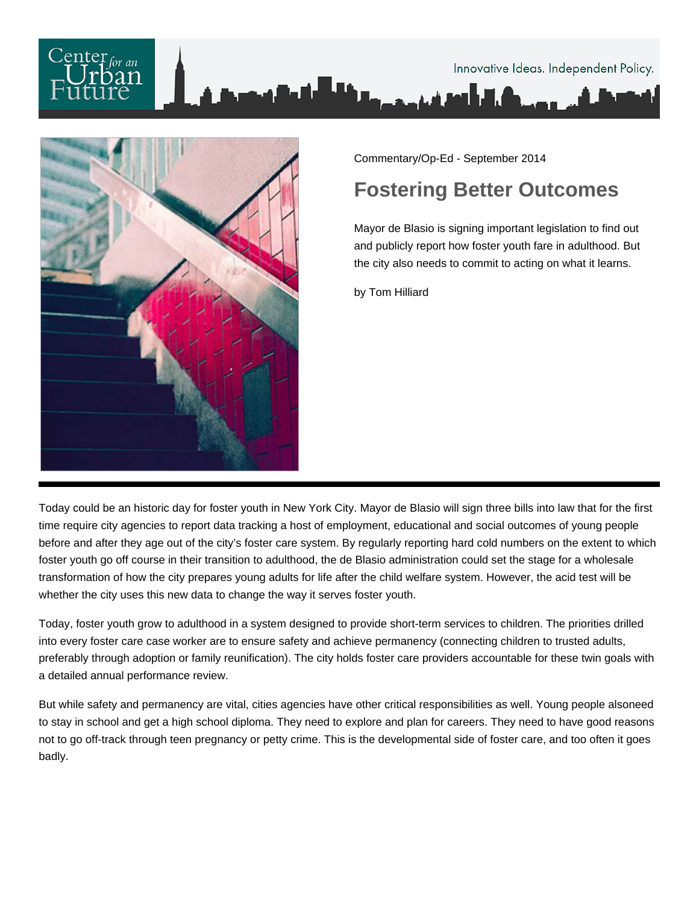Commentary/Op-Ed - September 2014

# Fostering Better Outcomes

Mayor de Blasio is signing important legislation to find out and publicly report how foster youth fare in adulthood. But the city also needs to commit to acting on what it learns.

by Tom Hilliard

Today could be an historic day for foster youth in New York City. Mayor de Blasio will sign three bills into law that for the first time require city agencies to report data tracking a host of employment, educational and social outcomes of young people before and after they age out of the city's foster care system. By regularly reporting hard cold numbers on the extent to which foster youth go off course in their transition to adulthood, the de Blasio administration could set the stage for a wholesale transformation of how the city prepares young adults for life after the child welfare system. However, the acid test will be whether the city uses this new data to change the way it serves foster youth.

Today, foster youth grow to adulthood in a system designed to provide short-term services to children. The priorities drilled into every foster care case worker are to ensure safety and achieve permanency (connecting children to trusted adults, preferably through adoption or family reunification). The city holds foster care providers accountable for these twin goals with a detailed annual performance review.

But while safety and permanency are vital, cities agencies have other critical responsibilities as well. Young people alsoneed to stay in school and get a high school diploma. They need to explore and plan for careers. They need to have good reasons not to go off-track through teen pregnancy or petty crime. This is the developmental side of foster care, and too often it goes badly.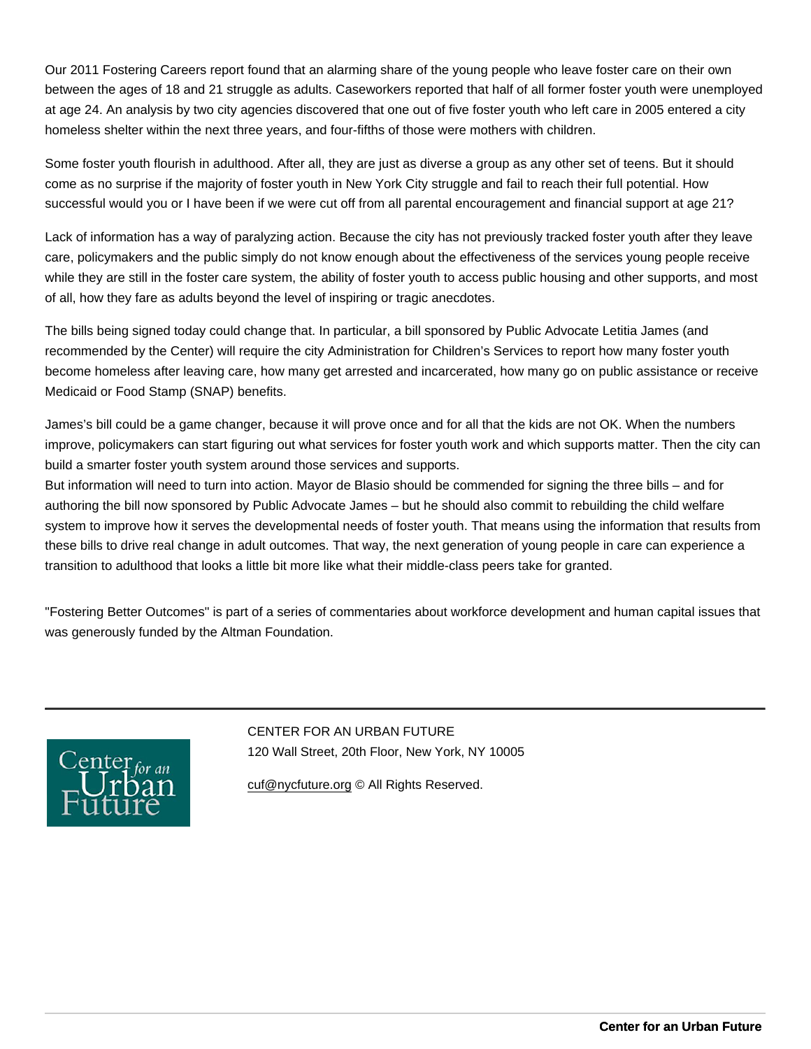Our 2011 Fostering Careers report found that an alarming share of the young people who leave foster care on their own between the ages of 18 and 21 struggle as adults. Caseworkers reported that half of all former foster youth were unemployed at age 24. An analysis by two city agencies discovered that one out of five foster youth who left care in 2005 entered a city homeless shelter within the next three years, and four-fifths of those were mothers with children.

Some foster youth flourish in adulthood. After all, they are just as diverse a group as any other set of teens. But it should come as no surprise if the majority of foster youth in New York City struggle and fail to reach their full potential. How successful would you or I have been if we were cut off from all parental encouragement and financial support at age 21?

Lack of information has a way of paralyzing action. Because the city has not previously tracked foster youth after they leave care, policymakers and the public simply do not know enough about the effectiveness of the services young people receive while they are still in the foster care system, the ability of foster youth to access public housing and other supports, and most of all, how they fare as adults beyond the level of inspiring or tragic anecdotes.

The bills being signed today could change that. In particular, a bill sponsored by Public Advocate Letitia James (and recommended by the Center) will require the city Administration for Children's Services to report how many foster youth become homeless after leaving care, how many get arrested and incarcerated, how many go on public assistance or receive Medicaid or Food Stamp (SNAP) benefits.

James's bill could be a game changer, because it will prove once and for all that the kids are not OK. When the numbers improve, policymakers can start figuring out what services for foster youth work and which supports matter. Then the city can build a smarter foster youth system around those services and supports.

But information will need to turn into action. Mayor de Blasio should be commended for signing the three bills – and for authoring the bill now sponsored by Public Advocate James – but he should also commit to rebuilding the child welfare system to improve how it serves the developmental needs of foster youth. That means using the information that results from these bills to drive real change in adult outcomes. That way, the next generation of young people in care can experience a transition to adulthood that looks a little bit more like what their middle-class peers take for granted.

"Fostering Better Outcomes" is part of a series of commentaries about workforce development and human capital issues that was generously funded by the Altman Foundation.

---

Center for an Urban Future

CENTER FOR AN URBAN FUTURE
120 Wall Street, 20th Floor, New York, NY 10005

cuf@nycfuture.org © All Rights Reserved.